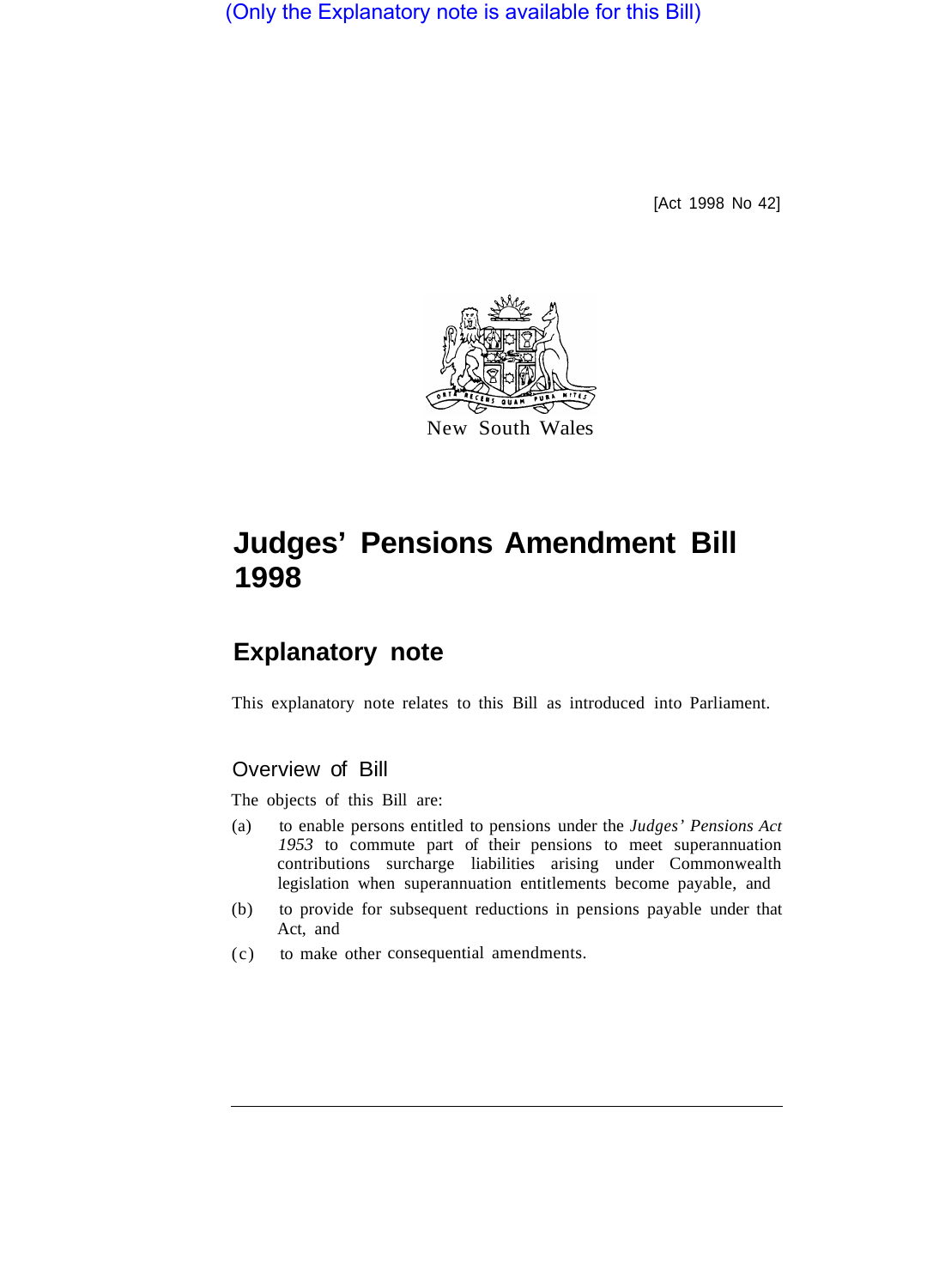(Only the Explanatory note is available for this Bill)

[Act 1998 No 42]

New South Wales

# Judges' Pensions Amendment Bill 1998

## Explanatory note

This explanatory note relates to this Bill as introduced into Parliament.

### Overview of Bill

The objects of this Bill are:

(a) to enable persons entitled to pensions under the *Judges' Pensions Act 1953* to commute part of their pensions to meet superannuation contributions surcharge liabilities arising under Commonwealth legislation when superannuation entitlements become payable, and

(b) to provide for subsequent reductions in pensions payable under that Act, and

(c) to make other consequential amendments.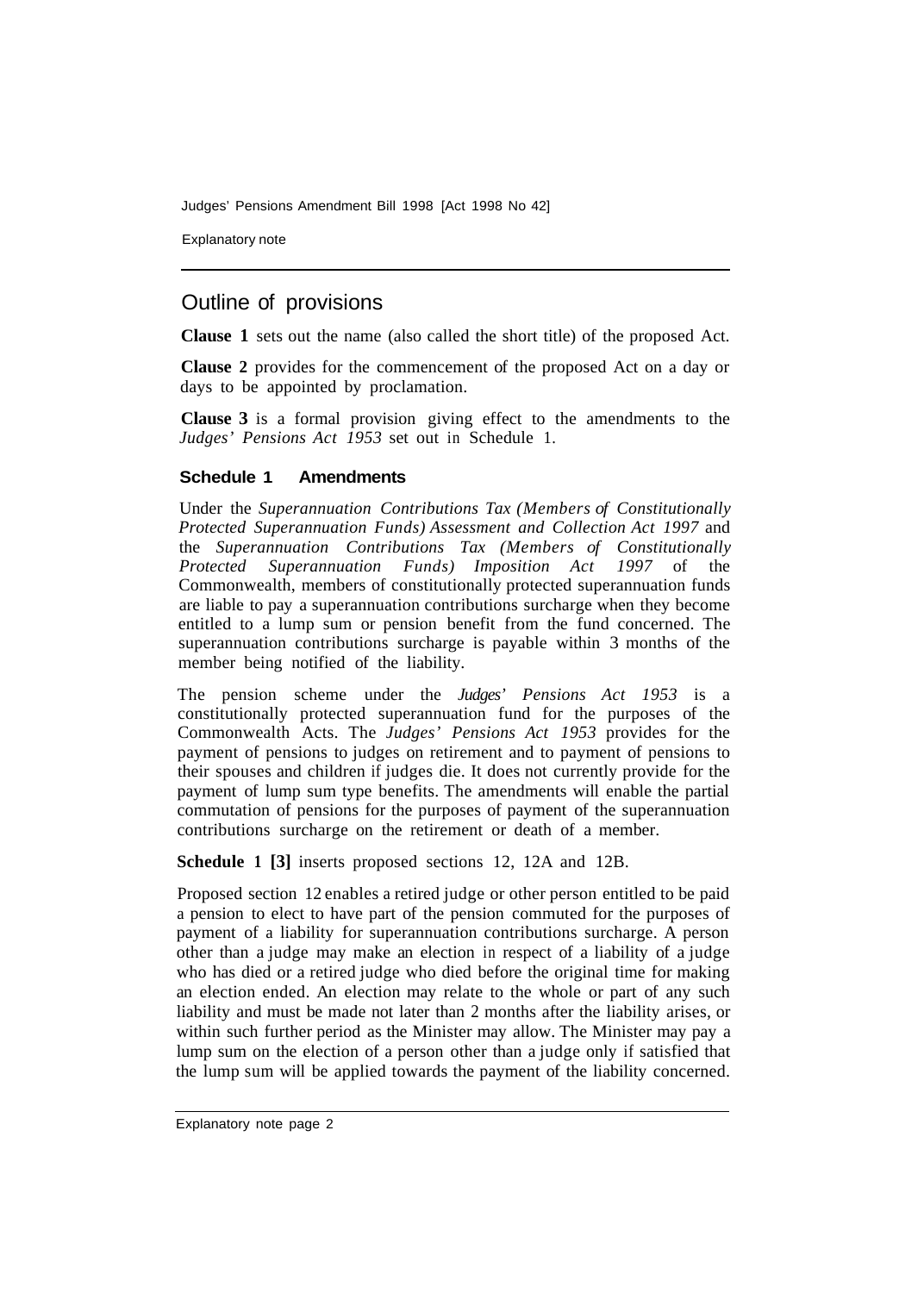## Outline of provisions

**Clause 1** sets out the name (also called the short title) of the proposed Act.

**Clause 2** provides for the commencement of the proposed Act on a day or days to be appointed by proclamation.

**Clause 3** is a formal provision giving effect to the amendments to the *Judges' Pensions Act 1953* set out in Schedule 1.

### Schedule 1 Amendments

Under the *Superannuation Contributions Tax (Members of Constitutionally Protected Superannuation Funds) Assessment and Collection Act 1997* and the *Superannuation Contributions Tax (Members of Constitutionally Protected Superannuation Funds) Imposition Act 1997* of the Commonwealth, members of constitutionally protected superannuation funds are liable to pay a superannuation contributions surcharge when they become entitled to a lump sum or pension benefit from the fund concerned. The superannuation contributions surcharge is payable within 3 months of the member being notified of the liability.

The pension scheme under the *Judges' Pensions Act 1953* is a constitutionally protected superannuation fund for the purposes of the Commonwealth Acts. The *Judges' Pensions Act 1953* provides for the payment of pensions to judges on retirement and to payment of pensions to their spouses and children if judges die. It does not currently provide for the payment of lump sum type benefits. The amendments will enable the partial commutation of pensions for the purposes of payment of the superannuation contributions surcharge on the retirement or death of a member.

**Schedule 1 [3]** inserts proposed sections 12, 12A and 12B.

Proposed section 12 enables a retired judge or other person entitled to be paid a pension to elect to have part of the pension commuted for the purposes of payment of a liability for superannuation contributions surcharge. A person other than a judge may make an election in respect of a liability of a judge who has died or a retired judge who died before the original time for making an election ended. An election may relate to the whole or part of any such liability and must be made not later than 2 months after the liability arises, or within such further period as the Minister may allow. The Minister may pay a lump sum on the election of a person other than a judge only if satisfied that the lump sum will be applied towards the payment of the liability concerned.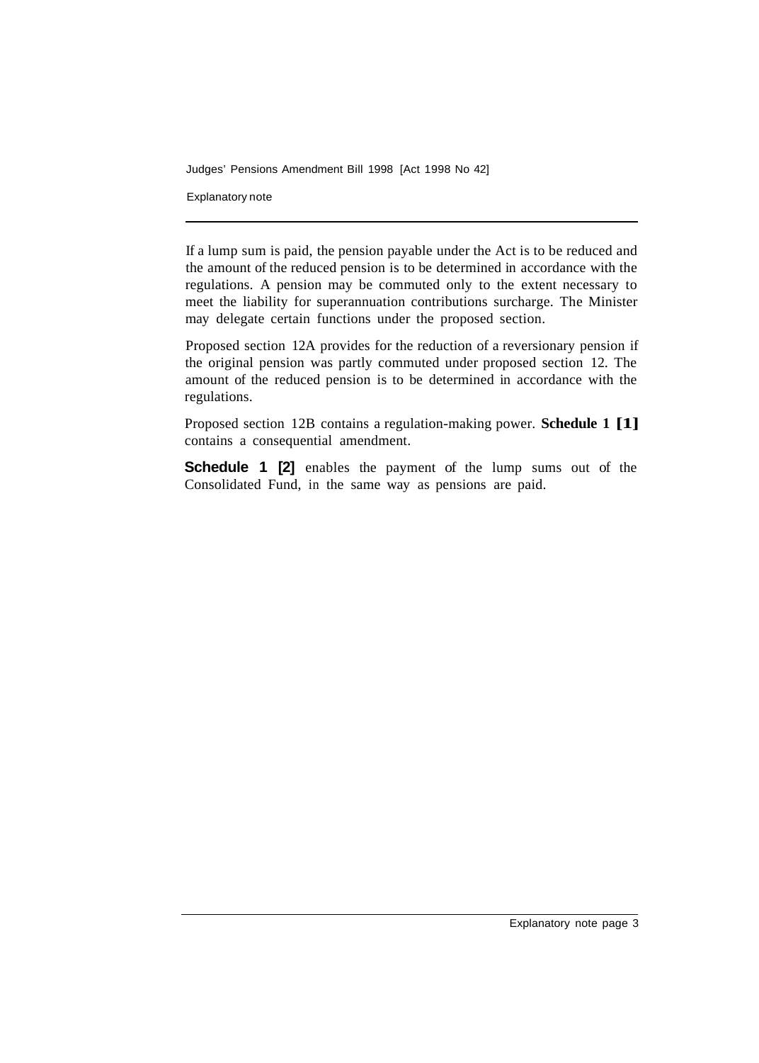If a lump sum is paid, the pension payable under the Act is to be reduced and the amount of the reduced pension is to be determined in accordance with the regulations. A pension may be commuted only to the extent necessary to meet the liability for superannuation contributions surcharge. The Minister may delegate certain functions under the proposed section.

Proposed section 12A provides for the reduction of a reversionary pension if the original pension was partly commuted under proposed section 12. The amount of the reduced pension is to be determined in accordance with the regulations.

Proposed section 12B contains a regulation-making power. **Schedule 1 [1]** contains a consequential amendment.

**Schedule 1 [2]** enables the payment of the lump sums out of the Consolidated Fund, in the same way as pensions are paid.